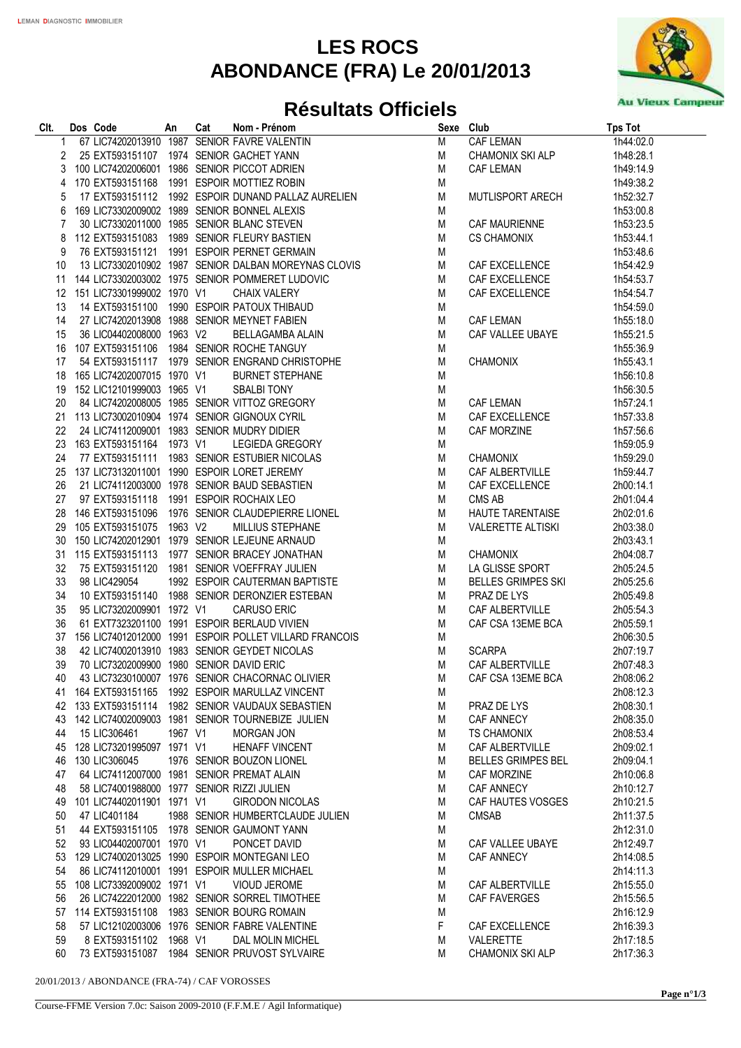# LES ROCS
# ABONDANCE (FRA) Le 20/01/2013

## Résultats Officiels

| Clt. | Dos | Code | An | Cat | Nom - Prénom | Sexe | Club | Tps Tot |
|---|---|---|---|---|---|---|---|---|
| 1 | 67 | LIC74202013910 | 1987 | SENIOR | FAVRE VALENTIN | M | CAF LEMAN | 1h44:02.0 |
| 2 | 25 | EXT593151107 | 1974 | SENIOR | GACHET YANN | M | CHAMONIX SKI ALP | 1h48:28.1 |
| 3 | 100 | LIC74202006001 | 1986 | SENIOR | PICCOT ADRIEN | M | CAF LEMAN | 1h49:14.9 |
| 4 | 170 | EXT593151168 | 1991 | ESPOIR | MOTTIEZ ROBIN | M | | 1h49:38.2 |
| 5 | 17 | EXT593151112 | 1992 | ESPOIR | DUNAND PALLAZ AURELIEN | M | MUTLISPORT ARECH | 1h52:32.7 |
| 6 | 169 | LIC73302009002 | 1989 | SENIOR | BONNEL ALEXIS | M | | 1h53:00.8 |
| 7 | 30 | LIC73302011000 | 1985 | SENIOR | BLANC STEVEN | M | CAF MAURIENNE | 1h53:23.5 |
| 8 | 112 | EXT593151083 | 1989 | SENIOR | FLEURY BASTIEN | M | CS CHAMONIX | 1h53:44.1 |
| 9 | 76 | EXT593151121 | 1991 | ESPOIR | PERNET GERMAIN | M | | 1h53:48.6 |
| 10 | 13 | LIC73302010902 | 1987 | SENIOR | DALBAN MOREYNAS CLOVIS | M | CAF EXCELLENCE | 1h54:42.9 |
| 11 | 144 | LIC73302003002 | 1975 | SENIOR | POMMERET LUDOVIC | M | CAF EXCELLENCE | 1h54:53.7 |
| 12 | 151 | LIC73301999002 | 1970 | V1 | CHAIX VALERY | M | CAF EXCELLENCE | 1h54:54.7 |
| 13 | 14 | EXT593151100 | 1990 | ESPOIR | PATOUX THIBAUD | M | | 1h54:59.0 |
| 14 | 27 | LIC74202013908 | 1988 | SENIOR | MEYNET FABIEN | M | CAF LEMAN | 1h55:18.0 |
| 15 | 36 | LIC04402008000 | 1963 | V2 | BELLAGAMBA ALAIN | M | CAF VALLEE UBAYE | 1h55:21.5 |
| 16 | 107 | EXT593151106 | 1984 | SENIOR | ROCHE TANGUY | M | | 1h55:36.9 |
| 17 | 54 | EXT593151117 | 1979 | SENIOR | ENGRAND CHRISTOPHE | M | CHAMONIX | 1h55:43.1 |
| 18 | 165 | LIC74202007015 | 1970 | V1 | BURNET STEPHANE | M | | 1h56:10.8 |
| 19 | 152 | LIC12101999003 | 1965 | V1 | SBALBI TONY | M | | 1h56:30.5 |
| 20 | 84 | LIC74202008005 | 1985 | SENIOR | VITTOZ GREGORY | M | CAF LEMAN | 1h57:24.1 |
| 21 | 113 | LIC73002010904 | 1974 | SENIOR | GIGNOUX CYRIL | M | CAF EXCELLENCE | 1h57:33.8 |
| 22 | 24 | LIC74112009001 | 1983 | SENIOR | MUDRY DIDIER | M | CAF MORZINE | 1h57:56.6 |
| 23 | 163 | EXT593151164 | 1973 | V1 | LEGIEDA GREGORY | M | | 1h59:05.9 |
| 24 | 77 | EXT593151111 | 1983 | SENIOR | ESTUBIER NICOLAS | M | CHAMONIX | 1h59:29.0 |
| 25 | 137 | LIC73132011001 | 1990 | ESPOIR | LORET JEREMY | M | CAF ALBERTVILLE | 1h59:44.7 |
| 26 | 21 | LIC74112003000 | 1978 | SENIOR | BAUD SEBASTIEN | M | CAF EXCELLENCE | 2h00:14.1 |
| 27 | 97 | EXT593151118 | 1991 | ESPOIR | ROCHAIX LEO | M | CMS AB | 2h01:04.4 |
| 28 | 146 | EXT593151096 | 1976 | SENIOR | CLAUDEPIERRE LIONEL | M | HAUTE TARENTAISE | 2h02:01.6 |
| 29 | 105 | EXT593151075 | 1963 | V2 | MILLIUS STEPHANE | M | VALERETTE ALTISKI | 2h03:38.0 |
| 30 | 150 | LIC74202012901 | 1979 | SENIOR | LEJEUNE ARNAUD | M | | 2h03:43.1 |
| 31 | 115 | EXT593151113 | 1977 | SENIOR | BRACEY JONATHAN | M | CHAMONIX | 2h04:08.7 |
| 32 | 75 | EXT593151120 | 1981 | SENIOR | VOEFFRAY JULIEN | M | LA GLISSE SPORT | 2h05:24.5 |
| 33 | 98 | LIC429054 | 1992 | ESPOIR | CAUTERMAN BAPTISTE | M | BELLES GRIMPES SKI | 2h05:25.6 |
| 34 | 10 | EXT593151140 | 1988 | SENIOR | DERONZIER ESTEBAN | M | PRAZ DE LYS | 2h05:49.8 |
| 35 | 95 | LIC73202009901 | 1972 | V1 | CARUSO ERIC | M | CAF ALBERTVILLE | 2h05:54.3 |
| 36 | 61 | EXT7323201100 | 1991 | ESPOIR | BERLAUD VIVIEN | M | CAF CSA 13EME BCA | 2h05:59.1 |
| 37 | 156 | LIC74012012000 | 1991 | ESPOIR | POLLET VILLARD FRANCOIS | M | | 2h06:30.5 |
| 38 | 42 | LIC74002013910 | 1983 | SENIOR | GEYDET NICOLAS | M | SCARPA | 2h07:19.7 |
| 39 | 70 | LIC73202009900 | 1980 | SENIOR | DAVID ERIC | M | CAF ALBERTVILLE | 2h07:48.3 |
| 40 | 43 | LIC73230100007 | 1976 | SENIOR | CHACORNAC OLIVIER | M | CAF CSA 13EME BCA | 2h08:06.2 |
| 41 | 164 | EXT593151165 | 1992 | ESPOIR | MARULLAZ VINCENT | M | | 2h08:12.3 |
| 42 | 133 | EXT593151114 | 1982 | SENIOR | VAUDAUX SEBASTIEN | M | PRAZ DE LYS | 2h08:30.1 |
| 43 | 142 | LIC74002009003 | 1981 | SENIOR | TOURNEBIZE JULIEN | M | CAF ANNECY | 2h08:35.0 |
| 44 | 15 | LIC306461 | 1967 | V1 | MORGAN JON | M | TS CHAMONIX | 2h08:53.4 |
| 45 | 128 | LIC73201995097 | 1971 | V1 | HENAFF VINCENT | M | CAF ALBERTVILLE | 2h09:02.1 |
| 46 | 130 | LIC306045 | 1976 | SENIOR | BOUZON LIONEL | M | BELLES GRIMPES BEL | 2h09:04.1 |
| 47 | 64 | LIC74112007000 | 1981 | SENIOR | PREMAT ALAIN | M | CAF MORZINE | 2h10:06.8 |
| 48 | 58 | LIC74001988000 | 1977 | SENIOR | RIZZI JULIEN | M | CAF ANNECY | 2h10:12.7 |
| 49 | 101 | LIC74402011901 | 1971 | V1 | GIRODON NICOLAS | M | CAF HAUTES VOSGES | 2h10:21.5 |
| 50 | 47 | LIC401184 | 1988 | SENIOR | HUMBERTCLAUDE JULIEN | M | CMSAB | 2h11:37.5 |
| 51 | 44 | EXT593151105 | 1978 | SENIOR | GAUMONT YANN | M | | 2h12:31.0 |
| 52 | 93 | LIC04402007001 | 1970 | V1 | PONCET DAVID | M | CAF VALLEE UBAYE | 2h12:49.7 |
| 53 | 129 | LIC74002013025 | 1990 | ESPOIR | MONTEGANI LEO | M | CAF ANNECY | 2h14:08.5 |
| 54 | 86 | LIC74112010001 | 1991 | ESPOIR | MULLER MICHAEL | M | | 2h14:11.3 |
| 55 | 108 | LIC73392009002 | 1971 | V1 | VIOUD JEROME | M | CAF ALBERTVILLE | 2h15:55.0 |
| 56 | 26 | LIC74222012000 | 1982 | SENIOR | SORREL TIMOTHEE | M | CAF FAVERGES | 2h15:56.5 |
| 57 | 114 | EXT593151108 | 1983 | SENIOR | BOURG ROMAIN | M | | 2h16:12.9 |
| 58 | 57 | LIC12102003006 | 1976 | SENIOR | FABRE VALENTINE | F | CAF EXCELLENCE | 2h16:39.3 |
| 59 | 8 | EXT593151102 | 1968 | V1 | DAL MOLIN MICHEL | M | VALERETTE | 2h17:18.5 |
| 60 | 73 | EXT593151087 | 1984 | SENIOR | PRUVOST SYLVAIRE | M | CHAMONIX SKI ALP | 2h17:36.3 |

20/01/2013 / ABONDANCE (FRA-74) / CAF VOROSSES

Course-FFME Version 7.0c: Saison 2009-2010 (F.F.M.E / Agil Informatique)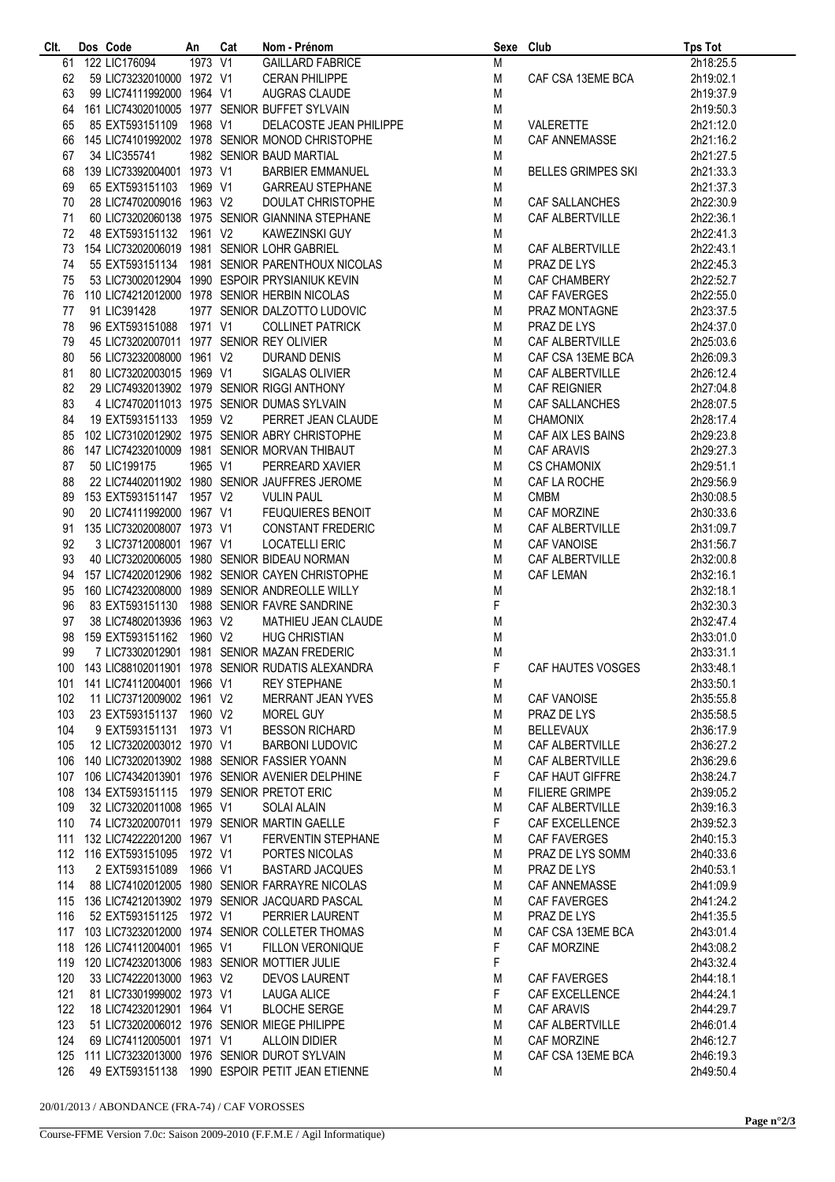| Clt. | Dos | Code | An | Cat | Nom - Prénom | Sexe | Club | Tps Tot |
|---|---|---|---|---|---|---|---|---|
| 61 | 122 | LIC176094 | 1973 | V1 | GAILLARD FABRICE | M | | 2h18:25.5 |
| 62 | 59 | LIC73232010000 | 1972 | V1 | CERAN PHILIPPE | M | CAF CSA 13EME BCA | 2h19:02.1 |
| 63 | 99 | LIC74111992000 | 1964 | V1 | AUGRAS CLAUDE | M | | 2h19:37.9 |
| 64 | 161 | LIC74302010005 | 1977 | SENIOR | BUFFET SYLVAIN | M | | 2h19:50.3 |
| 65 | 85 | EXT593151109 | 1968 | V1 | DELACOSTE JEAN PHILIPPE | M | VALERETTE | 2h21:12.0 |
| 66 | 145 | LIC74101992002 | 1978 | SENIOR | MONOD CHRISTOPHE | M | CAF ANNEMASSE | 2h21:16.2 |
| 67 | 34 | LIC355741 | 1982 | SENIOR | BAUD MARTIAL | M | | 2h21:27.5 |
| 68 | 139 | LIC73392004001 | 1973 | V1 | BARBIER EMMANUEL | M | BELLES GRIMPES SKI | 2h21:33.3 |
| 69 | 65 | EXT593151103 | 1969 | V1 | GARREAU STEPHANE | M | | 2h21:37.3 |
| 70 | 28 | LIC74702009016 | 1963 | V2 | DOULAT CHRISTOPHE | M | CAF SALLANCHES | 2h22:30.9 |
| 71 | 60 | LIC73202060138 | 1975 | SENIOR | GIANNINA STEPHANE | M | CAF ALBERTVILLE | 2h22:36.1 |
| 72 | 48 | EXT593151132 | 1961 | V2 | KAWEZINSKI GUY | M | | 2h22:41.3 |
| 73 | 154 | LIC73202006019 | 1981 | SENIOR | LOHR GABRIEL | M | CAF ALBERTVILLE | 2h22:43.1 |
| 74 | 55 | EXT593151134 | 1981 | SENIOR | PARENTHOUX NICOLAS | M | PRAZ DE LYS | 2h22:45.3 |
| 75 | 53 | LIC73002012904 | 1990 | ESPOIR | PRYSIANIUK KEVIN | M | CAF CHAMBERY | 2h22:52.7 |
| 76 | 110 | LIC74212012000 | 1978 | SENIOR | HERBIN NICOLAS | M | CAF FAVERGES | 2h22:55.0 |
| 77 | 91 | LIC391428 | 1977 | SENIOR | DALZOTTO LUDOVIC | M | PRAZ MONTAGNE | 2h23:37.5 |
| 78 | 96 | EXT593151088 | 1971 | V1 | COLLINET PATRICK | M | PRAZ DE LYS | 2h24:37.0 |
| 79 | 45 | LIC73202007011 | 1977 | SENIOR | REY OLIVIER | M | CAF ALBERTVILLE | 2h25:03.6 |
| 80 | 56 | LIC73232008000 | 1961 | V2 | DURAND DENIS | M | CAF CSA 13EME BCA | 2h26:09.3 |
| 81 | 80 | LIC73202003015 | 1969 | V1 | SIGALAS OLIVIER | M | CAF ALBERTVILLE | 2h26:12.4 |
| 82 | 29 | LIC74932013902 | 1979 | SENIOR | RIGGI ANTHONY | M | CAF REIGNIER | 2h27:04.8 |
| 83 | 4 | LIC74702011013 | 1975 | SENIOR | DUMAS SYLVAIN | M | CAF SALLANCHES | 2h28:07.5 |
| 84 | 19 | EXT593151133 | 1959 | V2 | PERRET JEAN CLAUDE | M | CHAMONIX | 2h28:17.4 |
| 85 | 102 | LIC73102012902 | 1975 | SENIOR | ABRY CHRISTOPHE | M | CAF AIX LES BAINS | 2h29:23.8 |
| 86 | 147 | LIC74232010009 | 1981 | SENIOR | MORVAN THIBAUT | M | CAF ARAVIS | 2h29:27.3 |
| 87 | 50 | LIC199175 | 1965 | V1 | PERREARD XAVIER | M | CS CHAMONIX | 2h29:51.1 |
| 88 | 22 | LIC74402011902 | 1980 | SENIOR | JAUFFRES JEROME | M | CAF LA ROCHE | 2h29:56.9 |
| 89 | 153 | EXT593151147 | 1957 | V2 | VULIN PAUL | M | CMBM | 2h30:08.5 |
| 90 | 20 | LIC74111992000 | 1967 | V1 | FEUQUIERES BENOIT | M | CAF MORZINE | 2h30:33.6 |
| 91 | 135 | LIC73202008007 | 1973 | V1 | CONSTANT FREDERIC | M | CAF ALBERTVILLE | 2h31:09.7 |
| 92 | 3 | LIC73712008001 | 1967 | V1 | LOCATELLI ERIC | M | CAF VANOISE | 2h31:56.7 |
| 93 | 40 | LIC73202006005 | 1980 | SENIOR | BIDEAU NORMAN | M | CAF ALBERTVILLE | 2h32:00.8 |
| 94 | 157 | LIC74202012906 | 1982 | SENIOR | CAYEN CHRISTOPHE | M | CAF LEMAN | 2h32:16.1 |
| 95 | 160 | LIC74232008000 | 1989 | SENIOR | ANDREOLLE WILLY | M | | 2h32:18.1 |
| 96 | 83 | EXT593151130 | 1988 | SENIOR | FAVRE SANDRINE | F | | 2h32:30.3 |
| 97 | 38 | LIC74802013936 | 1963 | V2 | MATHIEU JEAN CLAUDE | M | | 2h32:47.4 |
| 98 | 159 | EXT593151162 | 1960 | V2 | HUG CHRISTIAN | M | | 2h33:01.0 |
| 99 | 7 | LIC73302012901 | 1981 | SENIOR | MAZAN FREDERIC | M | | 2h33:31.1 |
| 100 | 143 | LIC88102011901 | 1978 | SENIOR | RUDATIS ALEXANDRA | F | CAF HAUTES VOSGES | 2h33:48.1 |
| 101 | 141 | LIC74112004001 | 1966 | V1 | REY STEPHANE | M | | 2h33:50.1 |
| 102 | 11 | LIC73712009002 | 1961 | V2 | MERRANT JEAN YVES | M | CAF VANOISE | 2h35:55.8 |
| 103 | 23 | EXT593151137 | 1960 | V2 | MOREL GUY | M | PRAZ DE LYS | 2h35:58.5 |
| 104 | 9 | EXT593151131 | 1973 | V1 | BESSON RICHARD | M | BELLEVAUX | 2h36:17.9 |
| 105 | 12 | LIC73202003012 | 1970 | V1 | BARBONI LUDOVIC | M | CAF ALBERTVILLE | 2h36:27.2 |
| 106 | 140 | LIC73202013902 | 1988 | SENIOR | FASSIER YOANN | M | CAF ALBERTVILLE | 2h36:29.6 |
| 107 | 106 | LIC74342013901 | 1976 | SENIOR | AVENIER DELPHINE | F | CAF HAUT GIFFRE | 2h38:24.7 |
| 108 | 134 | EXT593151115 | 1979 | SENIOR | PRETOT ERIC | M | FILIERE GRIMPE | 2h39:05.2 |
| 109 | 32 | LIC73202011008 | 1965 | V1 | SOLAI ALAIN | M | CAF ALBERTVILLE | 2h39:16.3 |
| 110 | 74 | LIC73202007011 | 1979 | SENIOR | MARTIN GAELLE | F | CAF EXCELLENCE | 2h39:52.3 |
| 111 | 132 | LIC74222201200 | 1967 | V1 | FERVENTIN STEPHANE | M | CAF FAVERGES | 2h40:15.3 |
| 112 | 116 | EXT593151095 | 1972 | V1 | PORTES NICOLAS | M | PRAZ DE LYS SOMM | 2h40:33.6 |
| 113 | 2 | EXT593151089 | 1966 | V1 | BASTARD JACQUES | M | PRAZ DE LYS | 2h40:53.1 |
| 114 | 88 | LIC74102012005 | 1980 | SENIOR | FARRAYRE NICOLAS | M | CAF ANNEMASSE | 2h41:09.9 |
| 115 | 136 | LIC74212013902 | 1979 | SENIOR | JACQUARD PASCAL | M | CAF FAVERGES | 2h41:24.2 |
| 116 | 52 | EXT593151125 | 1972 | V1 | PERRIER LAURENT | M | PRAZ DE LYS | 2h41:35.5 |
| 117 | 103 | LIC73232012000 | 1974 | SENIOR | COLLETER THOMAS | M | CAF CSA 13EME BCA | 2h43:01.4 |
| 118 | 126 | LIC74112004001 | 1965 | V1 | FILLON VERONIQUE | F | CAF MORZINE | 2h43:08.2 |
| 119 | 120 | LIC74232013006 | 1983 | SENIOR | MOTTIER JULIE | F | | 2h43:32.4 |
| 120 | 33 | LIC74222013000 | 1963 | V2 | DEVOS LAURENT | M | CAF FAVERGES | 2h44:18.1 |
| 121 | 81 | LIC73301999002 | 1973 | V1 | LAUGA ALICE | F | CAF EXCELLENCE | 2h44:24.1 |
| 122 | 18 | LIC74232012901 | 1964 | V1 | BLOCHE SERGE | M | CAF ARAVIS | 2h44:29.7 |
| 123 | 51 | LIC73202006012 | 1976 | SENIOR | MIEGE PHILIPPE | M | CAF ALBERTVILLE | 2h46:01.4 |
| 124 | 69 | LIC74112005001 | 1971 | V1 | ALLOIN DIDIER | M | CAF MORZINE | 2h46:12.7 |
| 125 | 111 | LIC73232013000 | 1976 | SENIOR | DUROT SYLVAIN | M | CAF CSA 13EME BCA | 2h46:19.3 |
| 126 | 49 | EXT593151138 | 1990 | ESPOIR | PETIT JEAN ETIENNE | M | | 2h49:50.4 |

20/01/2013 / ABONDANCE (FRA-74) / CAF VOROSSES

Course-FFME Version 7.0c: Saison 2009-2010 (F.F.M.E / Agil Informatique)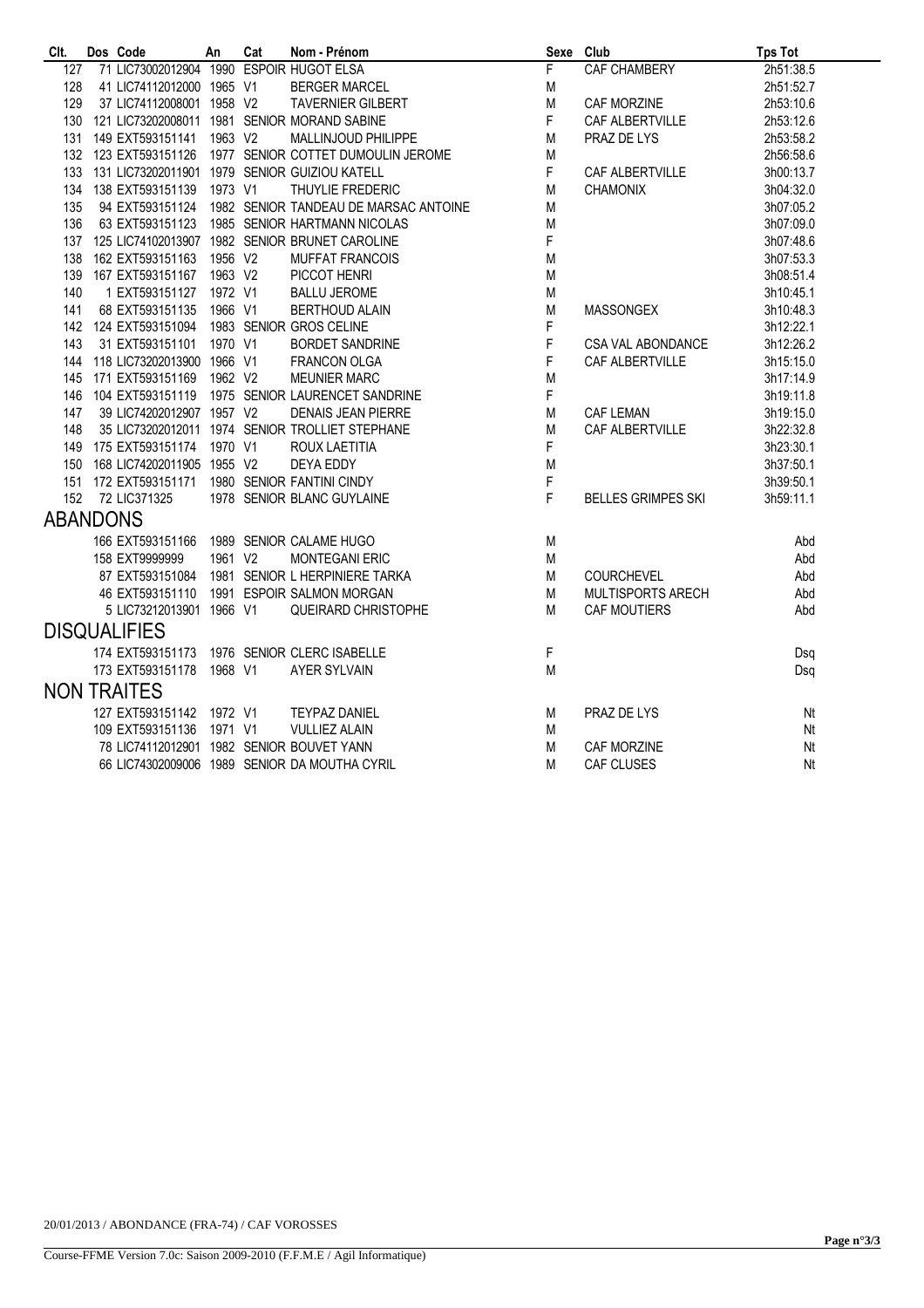| Clt. | Dos | Code | An | Cat | Nom - Prénom | Sexe | Club | Tps Tot |
|---|---|---|---|---|---|---|---|---|
| 127 | 71 | LIC73002012904 | 1990 | ESPOIR | HUGOT ELSA | F | CAF CHAMBERY | 2h51:38.5 |
| 128 | 41 | LIC74112012000 | 1965 | V1 | BERGER MARCEL | M | | 2h51:52.7 |
| 129 | 37 | LIC74112008001 | 1958 | V2 | TAVERNIER GILBERT | M | CAF MORZINE | 2h53:10.6 |
| 130 | 121 | LIC73202008011 | 1981 | SENIOR | MORAND SABINE | F | CAF ALBERTVILLE | 2h53:12.6 |
| 131 | 149 | EXT593151141 | 1963 | V2 | MALLINJOUD PHILIPPE | M | PRAZ DE LYS | 2h53:58.2 |
| 132 | 123 | EXT593151126 | 1977 | SENIOR | COTTET DUMOULIN JEROME | M | | 2h56:58.6 |
| 133 | 131 | LIC73202011901 | 1979 | SENIOR | GUIZIOU KATELL | F | CAF ALBERTVILLE | 3h00:13.7 |
| 134 | 138 | EXT593151139 | 1973 | V1 | THUYLIE FREDERIC | M | CHAMONIX | 3h04:32.0 |
| 135 | 94 | EXT593151124 | 1982 | SENIOR | TANDEAU DE MARSAC ANTOINE | M | | 3h07:05.2 |
| 136 | 63 | EXT593151123 | 1985 | SENIOR | HARTMANN NICOLAS | M | | 3h07:09.0 |
| 137 | 125 | LIC74102013907 | 1982 | SENIOR | BRUNET CAROLINE | F | | 3h07:48.6 |
| 138 | 162 | EXT593151163 | 1956 | V2 | MUFFAT FRANCOIS | M | | 3h07:53.3 |
| 139 | 167 | EXT593151167 | 1963 | V2 | PICCOT HENRI | M | | 3h08:51.4 |
| 140 | 1 | EXT593151127 | 1972 | V1 | BALLU JEROME | M | | 3h10:45.1 |
| 141 | 68 | EXT593151135 | 1966 | V1 | BERTHOUD ALAIN | M | MASSONGEX | 3h10:48.3 |
| 142 | 124 | EXT593151094 | 1983 | SENIOR | GROS CELINE | F | | 3h12:22.1 |
| 143 | 31 | EXT593151101 | 1970 | V1 | BORDET SANDRINE | F | CSA VAL ABONDANCE | 3h12:26.2 |
| 144 | 118 | LIC73202013900 | 1966 | V1 | FRANCON OLGA | F | CAF ALBERTVILLE | 3h15:15.0 |
| 145 | 171 | EXT593151169 | 1962 | V2 | MEUNIER MARC | M | | 3h17:14.9 |
| 146 | 104 | EXT593151119 | 1975 | SENIOR | LAURENCET SANDRINE | F | | 3h19:11.8 |
| 147 | 39 | LIC74202012907 | 1957 | V2 | DENAIS JEAN PIERRE | M | CAF LEMAN | 3h19:15.0 |
| 148 | 35 | LIC73202012011 | 1974 | SENIOR | TROLLIET STEPHANE | M | CAF ALBERTVILLE | 3h22:32.8 |
| 149 | 175 | EXT593151174 | 1970 | V1 | ROUX LAETITIA | F | | 3h23:30.1 |
| 150 | 168 | LIC74202011905 | 1955 | V2 | DEYA EDDY | M | | 3h37:50.1 |
| 151 | 172 | EXT593151171 | 1980 | SENIOR | FANTINI CINDY | F | | 3h39:50.1 |
| 152 | 72 | LIC371325 | 1978 | SENIOR | BLANC GUYLAINE | F | BELLES GRIMPES SKI | 3h59:11.1 |

## ABANDONS

| Clt. | Dos | Code | An | Cat | Nom - Prénom | Sexe | Club | Tps Tot |
|---|---|---|---|---|---|---|---|---|
| | 166 | EXT593151166 | 1989 | SENIOR | CALAME HUGO | M | | Abd |
| | 158 | EXT9999999 | 1961 | V2 | MONTEGANI ERIC | M | | Abd |
| | 87 | EXT593151084 | 1981 | SENIOR | L HERPINIERE TARKA | M | COURCHEVEL | Abd |
| | 46 | EXT593151110 | 1991 | ESPOIR | SALMON MORGAN | M | MULTISPORTS ARECH | Abd |
| | 5 | LIC73212013901 | 1966 | V1 | QUEIRARD CHRISTOPHE | M | CAF MOUTIERS | Abd |

## DISQUALIFIES

| Clt. | Dos | Code | An | Cat | Nom - Prénom | Sexe | Club | Tps Tot |
|---|---|---|---|---|---|---|---|---|
| | 174 | EXT593151173 | 1976 | SENIOR | CLERC ISABELLE | F | | Dsq |
| | 173 | EXT593151178 | 1968 | V1 | AYER SYLVAIN | M | | Dsq |

## NON TRAITES

| Clt. | Dos | Code | An | Cat | Nom - Prénom | Sexe | Club | Tps Tot |
|---|---|---|---|---|---|---|---|---|
| | 127 | EXT593151142 | 1972 | V1 | TEYPAZ DANIEL | M | PRAZ DE LYS | Nt |
| | 109 | EXT593151136 | 1971 | V1 | VULLIEZ ALAIN | M | | Nt |
| | 78 | LIC74112012901 | 1982 | SENIOR | BOUVET YANN | M | CAF MORZINE | Nt |
| | 66 | LIC74302009006 | 1989 | SENIOR | DA MOUTHA CYRIL | M | CAF CLUSES | Nt |

20/01/2013 / ABONDANCE (FRA-74) / CAF VOROSSES

Course-FFME Version 7.0c: Saison 2009-2010 (F.F.M.E / Agil Informatique)